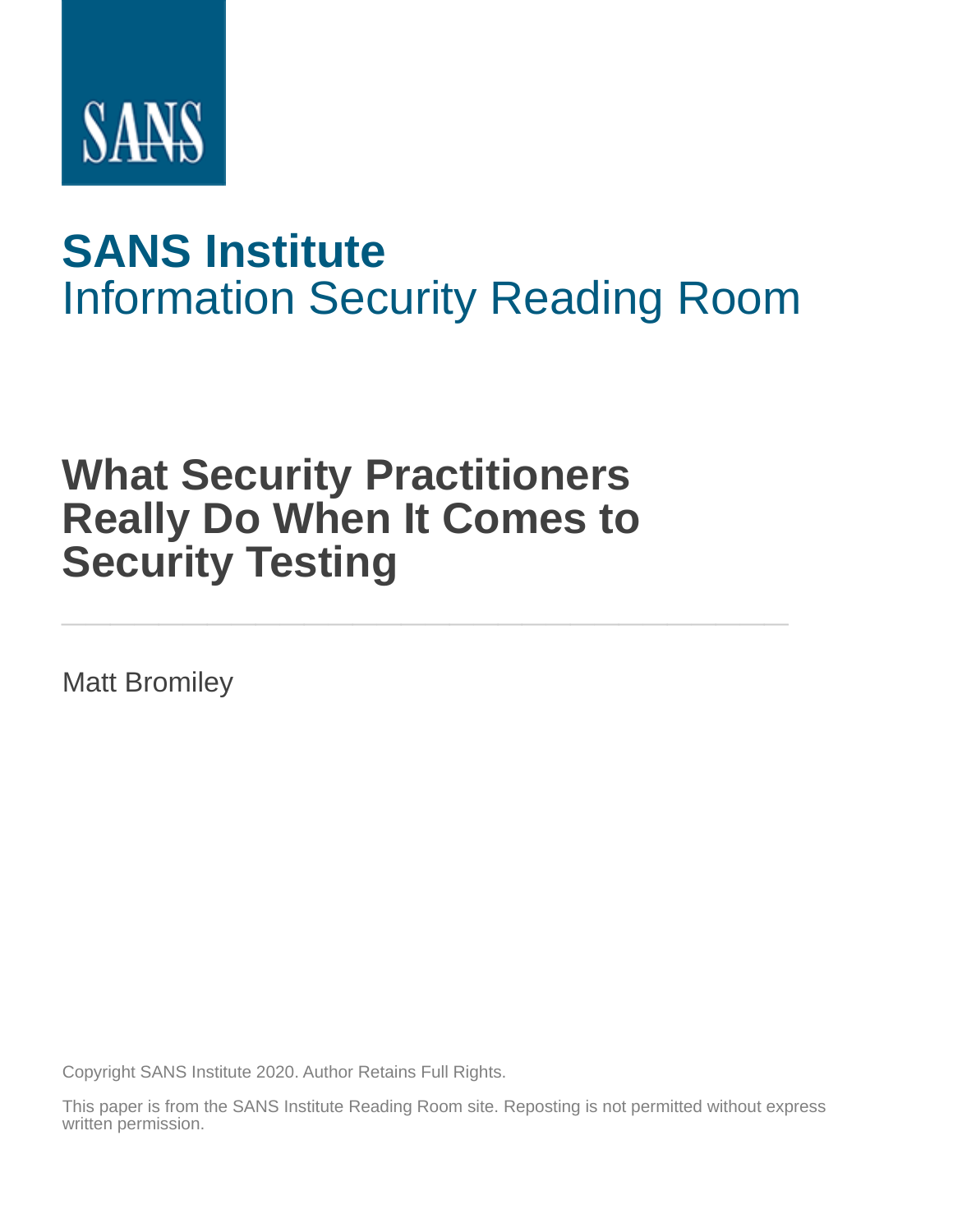SANS

# SANS Institute
Information Security Reading Room

# What Security Practitioners Really Do When It Comes to Security Testing

---

Matt Bromiley

Copyright SANS Institute 2020. Author Retains Full Rights.

This paper is from the SANS Institute Reading Room site. Reposting is not permitted without express written permission.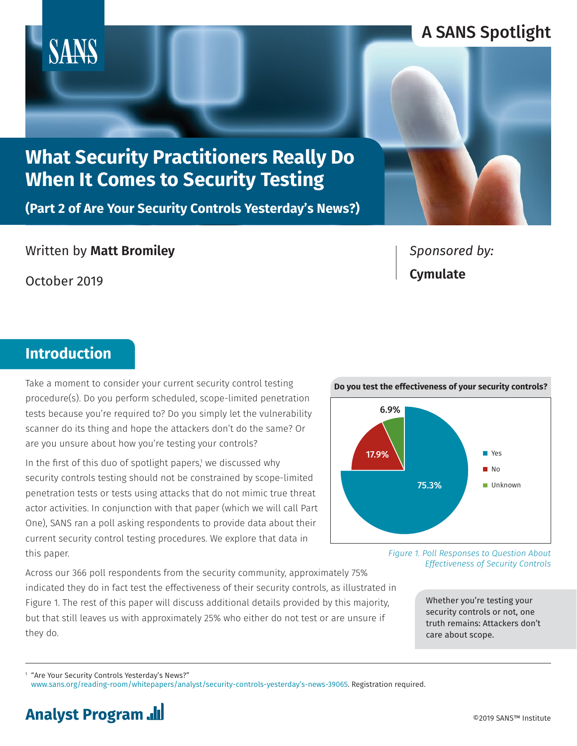A SANS Spotlight

# What Security Practitioners Really Do When It Comes to Security Testing

## (Part 2 of Are Your Security Controls Yesterday's News?)

Written by **Matt Bromiley**

October 2019

*Sponsored by:*

**Cymulate**

## Introduction

Take a moment to consider your current security control testing procedure(s). Do you perform scheduled, scope-limited penetration tests because you're required to? Do you simply let the vulnerability scanner do its thing and hope the attackers don't do the same? Or are you unsure about how you're testing your controls?

In the first of this duo of spotlight papers,[1] we discussed why security controls testing should not be constrained by scope-limited penetration tests or tests using attacks that do not mimic true threat actor activities. In conjunction with that paper (which we will call Part One), SANS ran a poll asking respondents to provide data about their current security control testing procedures. We explore that data in this paper.

**Do you test the effectiveness of your security controls?**

| Response | Percentage |
|---|---|
| Yes | 75.3% |
| No | 17.9% |
| Unknown | 6.9% |

*Figure 1. Poll Responses to Question About Effectiveness of Security Controls*

Across our 366 poll respondents from the security community, approximately 75% indicated they do in fact test the effectiveness of their security controls, as illustrated in Figure 1. The rest of this paper will discuss additional details provided by this majority, but that still leaves us with approximately 25% who either do not test or are unsure if they do.

> Whether you're testing your security controls or not, one truth remains: Attackers don't care about scope.

[1] "Are Your Security Controls Yesterday's News?" www.sans.org/reading-room/whitepapers/analyst/security-controls-yesterday's-news-39065. Registration required.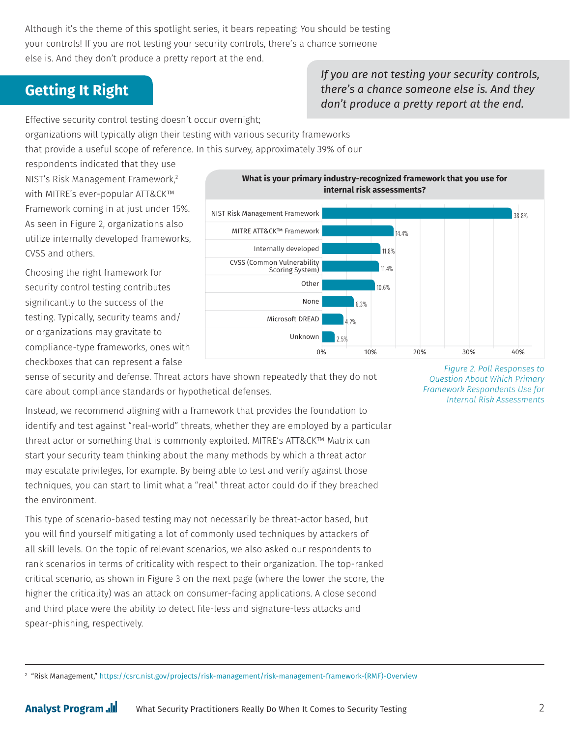Although it's the theme of this spotlight series, it bears repeating: You should be testing your controls! If you are not testing your security controls, there's a chance someone else is. And they don't produce a pretty report at the end.

> *If you are not testing your security controls, there's a chance someone else is. And they don't produce a pretty report at the end.*

## Getting It Right

Effective security control testing doesn't occur overnight; organizations will typically align their testing with various security frameworks that provide a useful scope of reference. In this survey, approximately 39% of our respondents indicated that they use NIST's Risk Management Framework,[2] with MITRE's ever-popular ATT&CK™ Framework coming in at just under 15%. As seen in Figure 2, organizations also utilize internally developed frameworks, CVSS and others.

**What is your primary industry-recognized framework that you use for internal risk assessments?**

| Framework | Percentage |
|---|---|
| NIST Risk Management Framework | 38.8% |
| MITRE ATT&CK™ Framework | 14.4% |
| Internally developed | 11.8% |
| CVSS (Common Vulnerability Scoring System) | 11.4% |
| Other | 10.6% |
| None | 6.3% |
| Microsoft DREAD | 4.2% |
| Unknown | 2.5% |

*Figure 2. Poll Responses to Question About Which Primary Framework Respondents Use for Internal Risk Assessments*

Choosing the right framework for security control testing contributes significantly to the success of the testing. Typically, security teams and/or organizations may gravitate to compliance-type frameworks, ones with checkboxes that can represent a false sense of security and defense. Threat actors have shown repeatedly that they do not care about compliance standards or hypothetical defenses.

Instead, we recommend aligning with a framework that provides the foundation to identify and test against "real-world" threats, whether they are employed by a particular threat actor or something that is commonly exploited. MITRE's ATT&CK™ Matrix can start your security team thinking about the many methods by which a threat actor may escalate privileges, for example. By being able to test and verify against those techniques, you can start to limit what a "real" threat actor could do if they breached the environment.

This type of scenario-based testing may not necessarily be threat-actor based, but you will find yourself mitigating a lot of commonly used techniques by attackers of all skill levels. On the topic of relevant scenarios, we also asked our respondents to rank scenarios in terms of criticality with respect to their organization. The top-ranked critical scenario, as shown in Figure 3 on the next page (where the lower the score, the higher the criticality) was an attack on consumer-facing applications. A close second and third place were the ability to detect file-less and signature-less attacks and spear-phishing, respectively.

---

[2] "Risk Management," https://csrc.nist.gov/projects/risk-management/risk-management-framework-(RMF)-Overview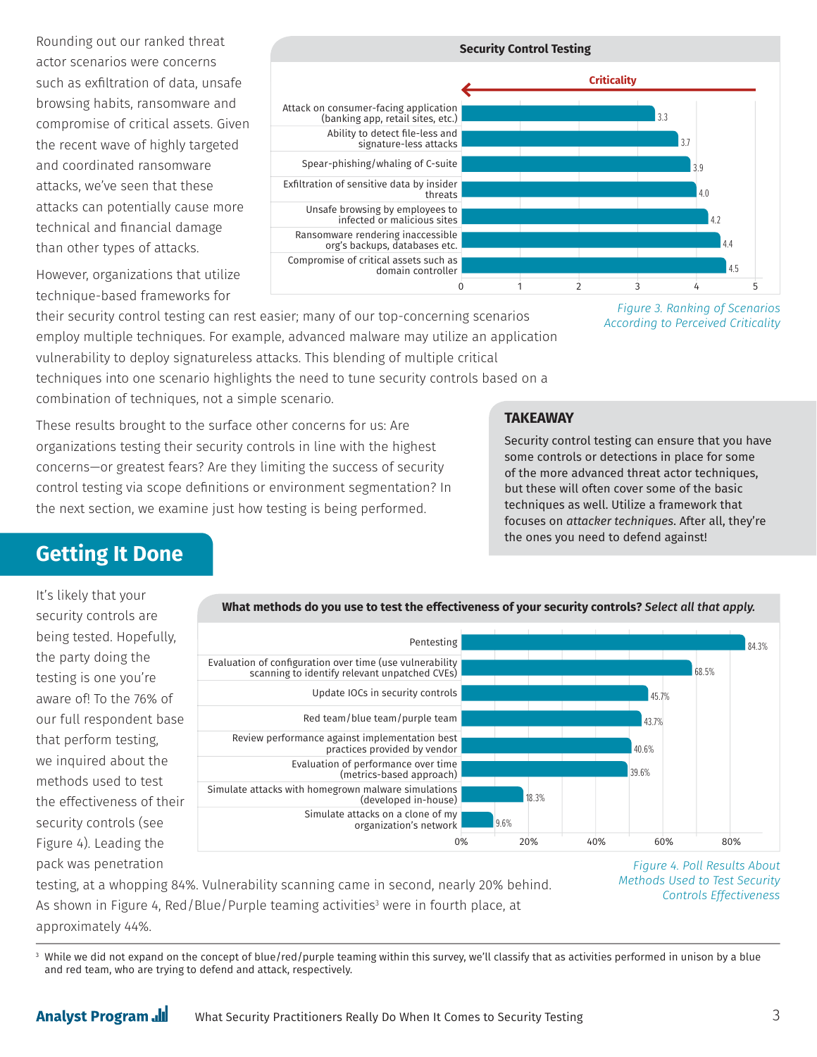Rounding out our ranked threat actor scenarios were concerns such as exfiltration of data, unsafe browsing habits, ransomware and compromise of critical assets. Given the recent wave of highly targeted and coordinated ransomware attacks, we've seen that these attacks can potentially cause more technical and financial damage than other types of attacks.

However, organizations that utilize technique-based frameworks for their security control testing can rest easier; many of our top-concerning scenarios employ multiple techniques. For example, advanced malware may utilize an application vulnerability to deploy signatureless attacks. This blending of multiple critical techniques into one scenario highlights the need to tune security controls based on a combination of techniques, not a simple scenario.

**Security Control Testing**

| Scenario | Criticality |
|---|---|
| Attack on consumer-facing application (banking app, retail sites, etc.) | 3.3 |
| Ability to detect file-less and signature-less attacks | 3.7 |
| Spear-phishing/whaling of C-suite | 3.9 |
| Exfiltration of sensitive data by insider threats | 4.0 |
| Unsafe browsing by employees to infected or malicious sites | 4.2 |
| Ransomware rendering inaccessible org's backups, databases etc. | 4.4 |
| Compromise of critical assets such as domain controller | 4.5 |

*Figure 3. Ranking of Scenarios According to Perceived Criticality*

These results brought to the surface other concerns for us: Are organizations testing their security controls in line with the highest concerns—or greatest fears? Are they limiting the success of security control testing via scope definitions or environment segmentation? In the next section, we examine just how testing is being performed.

> **TAKEAWAY**
>
> Security control testing can ensure that you have some controls or detections in place for some of the more advanced threat actor techniques, but these will often cover some of the basic techniques as well. Utilize a framework that focuses on *attacker techniques*. After all, they're the ones you need to defend against!

## Getting It Done

It's likely that your security controls are being tested. Hopefully, the party doing the testing is one you're aware of! To the 76% of our full respondent base that perform testing, we inquired about the methods used to test the effectiveness of their security controls (see Figure 4). Leading the pack was penetration testing, at a whopping 84%. Vulnerability scanning came in second, nearly 20% behind. As shown in Figure 4, Red/Blue/Purple teaming activities[3] were in fourth place, at approximately 44%.

**What methods do you use to test the effectiveness of your security controls?** *Select all that apply.*

| Method | Percentage |
|---|---|
| Pentesting | 84.3% |
| Evaluation of configuration over time (use vulnerability scanning to identify relevant unpatched CVEs) | 68.5% |
| Update IOCs in security controls | 45.7% |
| Red team/blue team/purple team | 43.7% |
| Review performance against implementation best practices provided by vendor | 40.6% |
| Evaluation of performance over time (metrics-based approach) | 39.6% |
| Simulate attacks with homegrown malware simulations (developed in-house) | 18.3% |
| Simulate attacks on a clone of my organization's network | 9.6% |

*Figure 4. Poll Results About Methods Used to Test Security Controls Effectiveness*

---

[3] While we did not expand on the concept of blue/red/purple teaming within this survey, we'll classify that as activities performed in unison by a blue and red team, who are trying to defend and attack, respectively.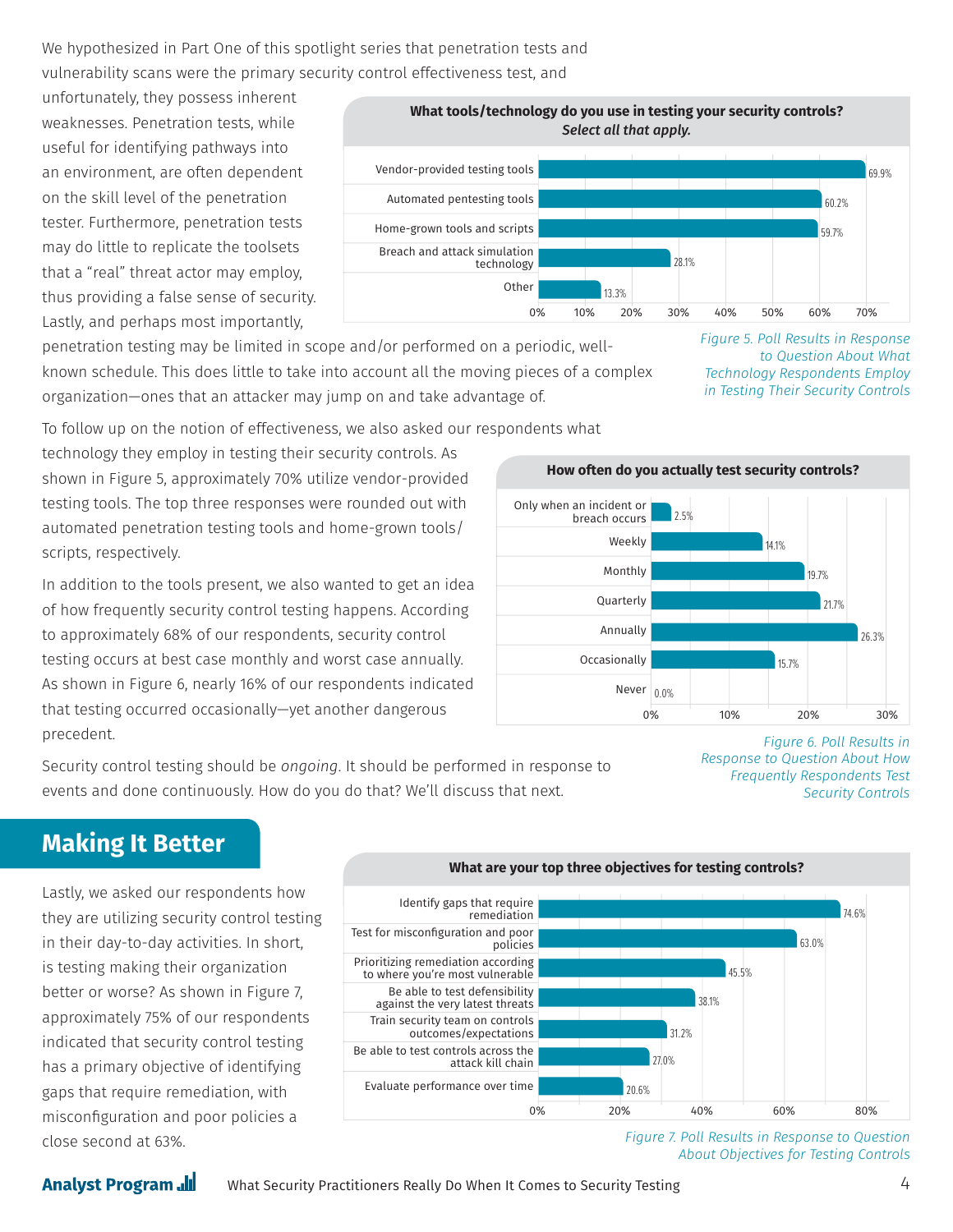We hypothesized in Part One of this spotlight series that penetration tests and vulnerability scans were the primary security control effectiveness test, and unfortunately, they possess inherent weaknesses. Penetration tests, while useful for identifying pathways into an environment, are often dependent on the skill level of the penetration tester. Furthermore, penetration tests may do little to replicate the toolsets that a "real" threat actor may employ, thus providing a false sense of security. Lastly, and perhaps most importantly, penetration testing may be limited in scope and/or performed on a periodic, well-known schedule. This does little to take into account all the moving pieces of a complex organization—ones that an attacker may jump on and take advantage of.

**What tools/technology do you use in testing your security controls?** *Select all that apply.*

| Response | Percentage |
|---|---|
| Vendor-provided testing tools | 69.9% |
| Automated pentesting tools | 60.2% |
| Home-grown tools and scripts | 59.7% |
| Breach and attack simulation technology | 28.1% |
| Other | 13.3% |

*Figure 5. Poll Results in Response to Question About What Technology Respondents Employ in Testing Their Security Controls*

To follow up on the notion of effectiveness, we also asked our respondents what technology they employ in testing their security controls. As shown in Figure 5, approximately 70% utilize vendor-provided testing tools. The top three responses were rounded out with automated penetration testing tools and home-grown tools/scripts, respectively.

In addition to the tools present, we also wanted to get an idea of how frequently security control testing happens. According to approximately 68% of our respondents, security control testing occurs at best case monthly and worst case annually. As shown in Figure 6, nearly 16% of our respondents indicated that testing occurred occasionally—yet another dangerous precedent.

**How often do you actually test security controls?**

| Response | Percentage |
|---|---|
| Only when an incident or breach occurs | 2.5% |
| Weekly | 14.1% |
| Monthly | 19.7% |
| Quarterly | 21.7% |
| Annually | 26.3% |
| Occasionally | 15.7% |
| Never | 0.0% |

*Figure 6. Poll Results in Response to Question About How Frequently Respondents Test Security Controls*

Security control testing should be *ongoing*. It should be performed in response to events and done continuously. How do you do that? We'll discuss that next.

## Making It Better

Lastly, we asked our respondents how they are utilizing security control testing in their day-to-day activities. In short, is testing making their organization better or worse? As shown in Figure 7, approximately 75% of our respondents indicated that security control testing has a primary objective of identifying gaps that require remediation, with misconfiguration and poor policies a close second at 63%.

**What are your top three objectives for testing controls?**

| Response | Percentage |
|---|---|
| Identify gaps that require remediation | 74.6% |
| Test for misconfiguration and poor policies | 63.0% |
| Prioritizing remediation according to where you're most vulnerable | 45.5% |
| Be able to test defensibility against the very latest threats | 38.1% |
| Train security team on controls outcomes/expectations | 31.2% |
| Be able to test controls across the attack kill chain | 27.0% |
| Evaluate performance over time | 20.6% |

*Figure 7. Poll Results in Response to Question About Objectives for Testing Controls*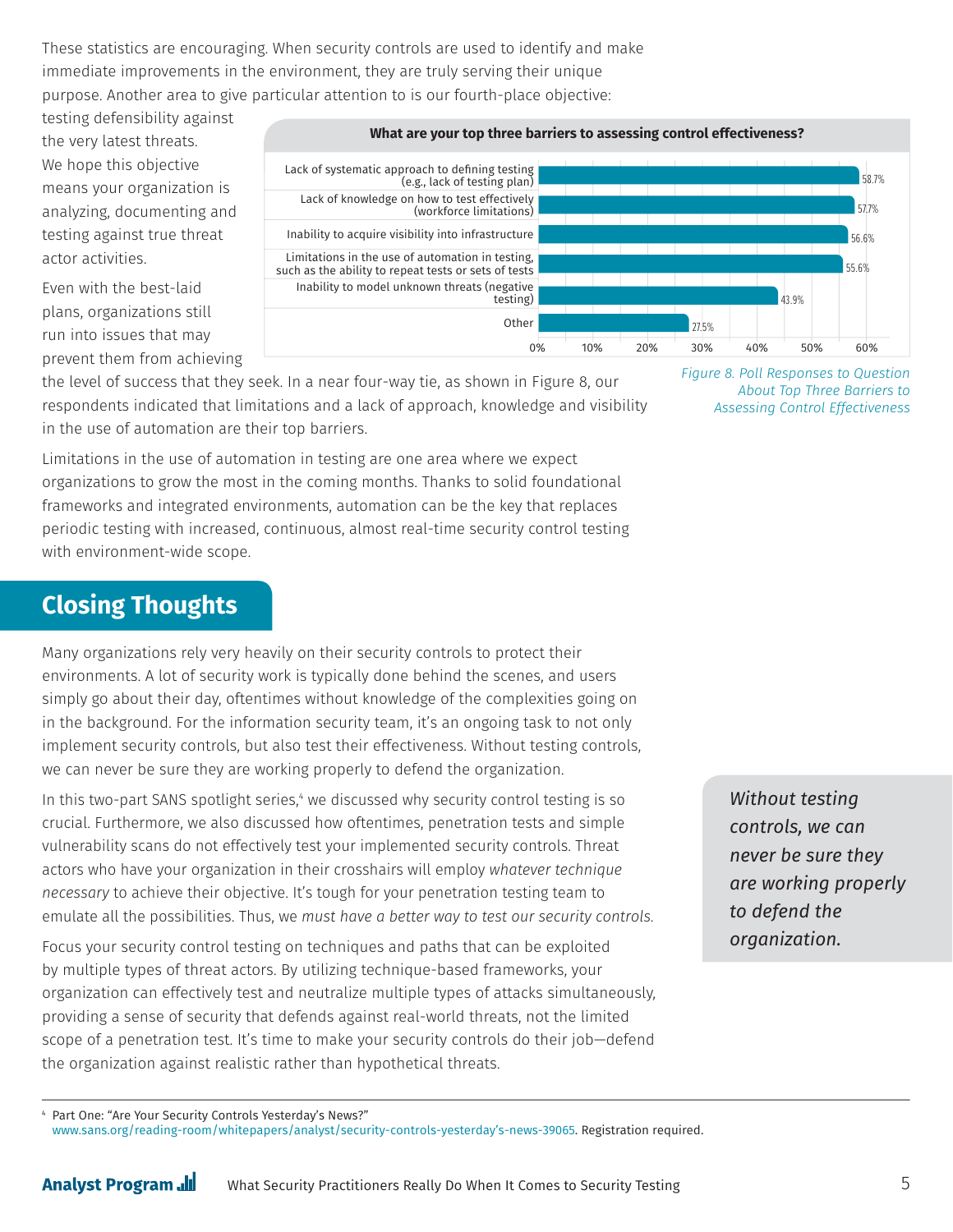These statistics are encouraging. When security controls are used to identify and make immediate improvements in the environment, they are truly serving their unique purpose. Another area to give particular attention to is our fourth-place objective: testing defensibility against the very latest threats. We hope this objective means your organization is analyzing, documenting and testing against true threat actor activities.

Even with the best-laid plans, organizations still run into issues that may prevent them from achieving the level of success that they seek. In a near four-way tie, as shown in Figure 8, our respondents indicated that limitations and a lack of approach, knowledge and visibility in the use of automation are their top barriers.

**What are your top three barriers to assessing control effectiveness?**

| Barrier | Percentage |
|---|---|
| Lack of systematic approach to defining testing (e.g., lack of testing plan) | 58.7% |
| Lack of knowledge on how to test effectively (workforce limitations) | 57.7% |
| Inability to acquire visibility into infrastructure | 56.6% |
| Limitations in the use of automation in testing, such as the ability to repeat tests or sets of tests | 55.6% |
| Inability to model unknown threats (negative testing) | 43.9% |
| Other | 27.5% |

*Figure 8. Poll Responses to Question About Top Three Barriers to Assessing Control Effectiveness*

Limitations in the use of automation in testing are one area where we expect organizations to grow the most in the coming months. Thanks to solid foundational frameworks and integrated environments, automation can be the key that replaces periodic testing with increased, continuous, almost real-time security control testing with environment-wide scope.

## Closing Thoughts

Many organizations rely very heavily on their security controls to protect their environments. A lot of security work is typically done behind the scenes, and users simply go about their day, oftentimes without knowledge of the complexities going on in the background. For the information security team, it's an ongoing task to not only implement security controls, but also test their effectiveness. Without testing controls, we can never be sure they are working properly to defend the organization.

*Without testing controls, we can never be sure they are working properly to defend the organization.*

In this two-part SANS spotlight series,[4] we discussed why security control testing is so crucial. Furthermore, we also discussed how oftentimes, penetration tests and simple vulnerability scans do not effectively test your implemented security controls. Threat actors who have your organization in their crosshairs will employ *whatever technique necessary* to achieve their objective. It's tough for your penetration testing team to emulate all the possibilities. Thus, we *must have a better way to test our security controls.*

Focus your security control testing on techniques and paths that can be exploited by multiple types of threat actors. By utilizing technique-based frameworks, your organization can effectively test and neutralize multiple types of attacks simultaneously, providing a sense of security that defends against real-world threats, not the limited scope of a penetration test. It's time to make your security controls do their job—defend the organization against realistic rather than hypothetical threats.

[4] Part One: "Are Your Security Controls Yesterday's News?" www.sans.org/reading-room/whitepapers/analyst/security-controls-yesterday's-news-39065. Registration required.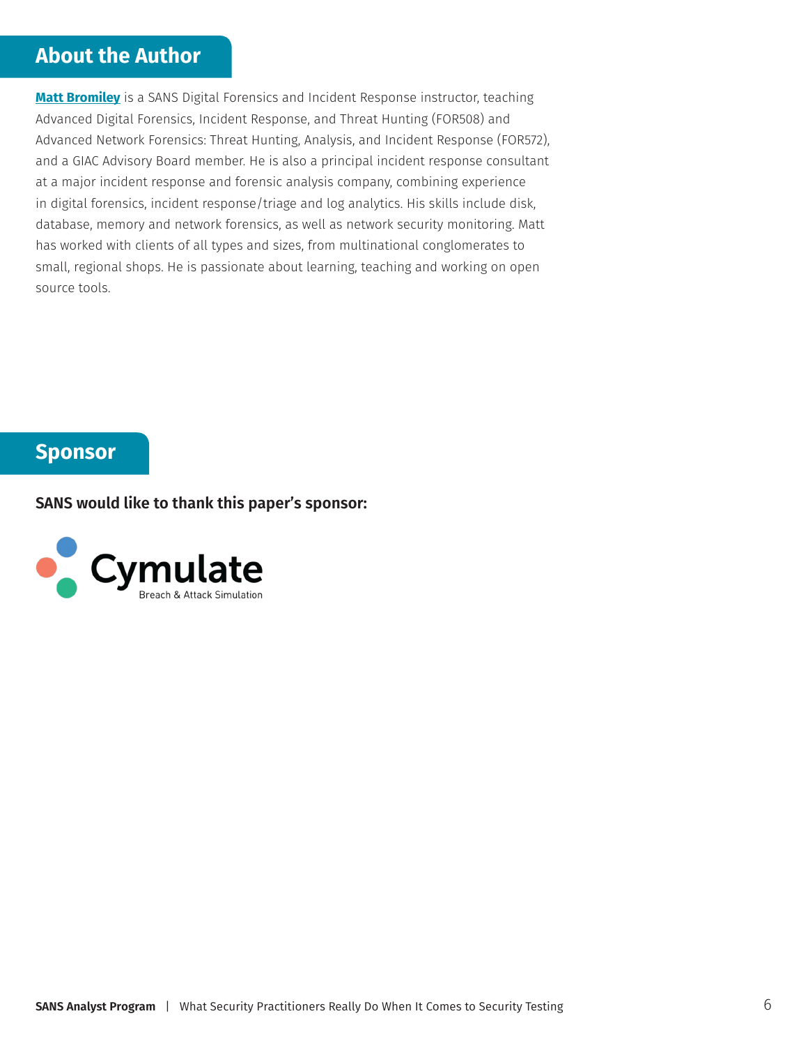## About the Author

**Matt Bromiley** is a SANS Digital Forensics and Incident Response instructor, teaching Advanced Digital Forensics, Incident Response, and Threat Hunting (FOR508) and Advanced Network Forensics: Threat Hunting, Analysis, and Incident Response (FOR572), and a GIAC Advisory Board member. He is also a principal incident response consultant at a major incident response and forensic analysis company, combining experience in digital forensics, incident response/triage and log analytics. His skills include disk, database, memory and network forensics, as well as network security monitoring. Matt has worked with clients of all types and sizes, from multinational conglomerates to small, regional shops. He is passionate about learning, teaching and working on open source tools.

## Sponsor

**SANS would like to thank this paper's sponsor:**

Cymulate
Breach & Attack Simulation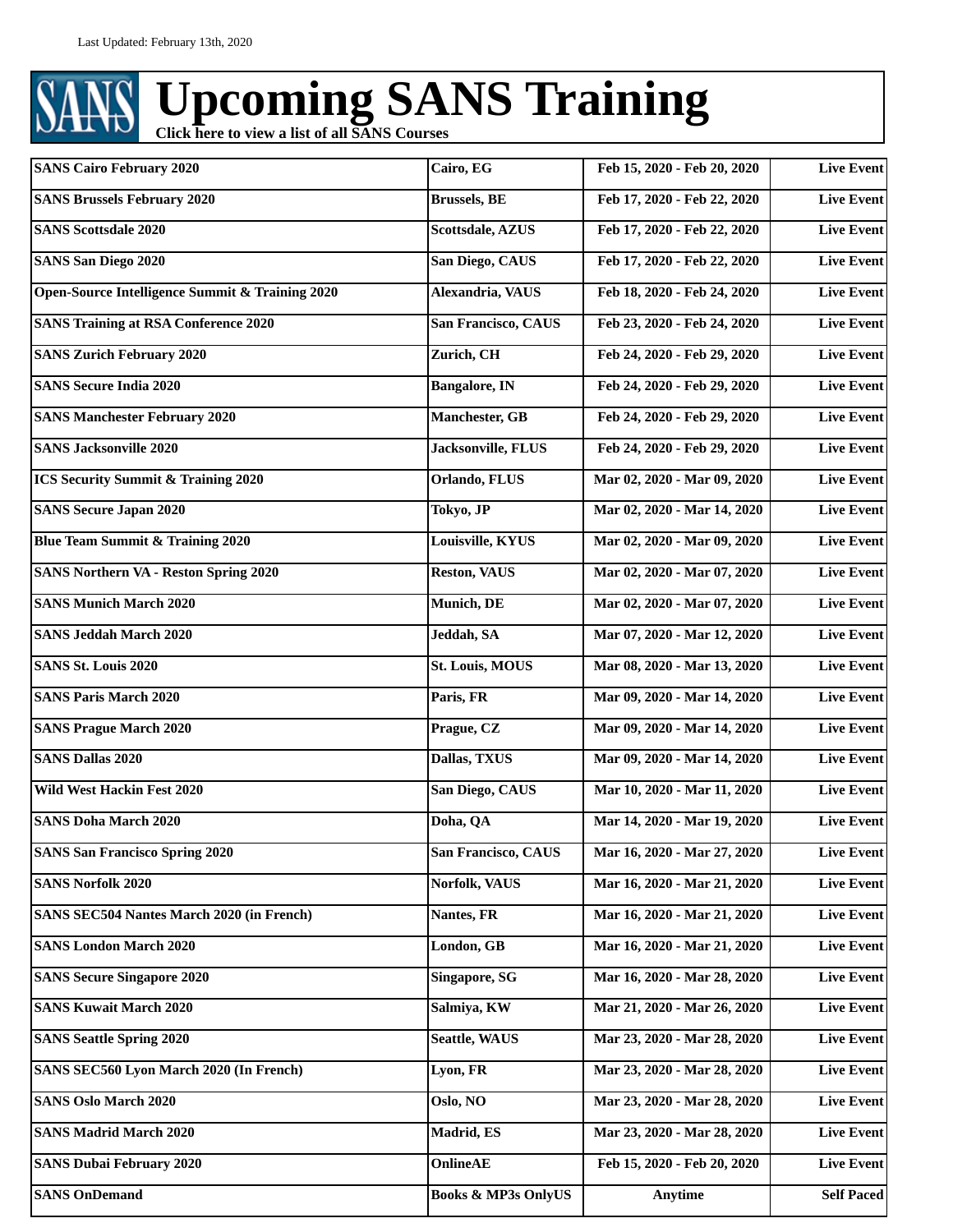Last Updated: February 13th, 2020

# Upcoming SANS Training

**Click here to view a list of all SANS Courses**

| | | | |
|---|---|---|---|
| **SANS Cairo February 2020** | **Cairo, EG** | **Feb 15, 2020 - Feb 20, 2020** | **Live Event** |
| **SANS Brussels February 2020** | **Brussels, BE** | **Feb 17, 2020 - Feb 22, 2020** | **Live Event** |
| **SANS Scottsdale 2020** | **Scottsdale, AZUS** | **Feb 17, 2020 - Feb 22, 2020** | **Live Event** |
| **SANS San Diego 2020** | **San Diego, CAUS** | **Feb 17, 2020 - Feb 22, 2020** | **Live Event** |
| **Open-Source Intelligence Summit & Training 2020** | **Alexandria, VAUS** | **Feb 18, 2020 - Feb 24, 2020** | **Live Event** |
| **SANS Training at RSA Conference 2020** | **San Francisco, CAUS** | **Feb 23, 2020 - Feb 24, 2020** | **Live Event** |
| **SANS Zurich February 2020** | **Zurich, CH** | **Feb 24, 2020 - Feb 29, 2020** | **Live Event** |
| **SANS Secure India 2020** | **Bangalore, IN** | **Feb 24, 2020 - Feb 29, 2020** | **Live Event** |
| **SANS Manchester February 2020** | **Manchester, GB** | **Feb 24, 2020 - Feb 29, 2020** | **Live Event** |
| **SANS Jacksonville 2020** | **Jacksonville, FLUS** | **Feb 24, 2020 - Feb 29, 2020** | **Live Event** |
| **ICS Security Summit & Training 2020** | **Orlando, FLUS** | **Mar 02, 2020 - Mar 09, 2020** | **Live Event** |
| **SANS Secure Japan 2020** | **Tokyo, JP** | **Mar 02, 2020 - Mar 14, 2020** | **Live Event** |
| **Blue Team Summit & Training 2020** | **Louisville, KYUS** | **Mar 02, 2020 - Mar 09, 2020** | **Live Event** |
| **SANS Northern VA - Reston Spring 2020** | **Reston, VAUS** | **Mar 02, 2020 - Mar 07, 2020** | **Live Event** |
| **SANS Munich March 2020** | **Munich, DE** | **Mar 02, 2020 - Mar 07, 2020** | **Live Event** |
| **SANS Jeddah March 2020** | **Jeddah, SA** | **Mar 07, 2020 - Mar 12, 2020** | **Live Event** |
| **SANS St. Louis 2020** | **St. Louis, MOUS** | **Mar 08, 2020 - Mar 13, 2020** | **Live Event** |
| **SANS Paris March 2020** | **Paris, FR** | **Mar 09, 2020 - Mar 14, 2020** | **Live Event** |
| **SANS Prague March 2020** | **Prague, CZ** | **Mar 09, 2020 - Mar 14, 2020** | **Live Event** |
| **SANS Dallas 2020** | **Dallas, TXUS** | **Mar 09, 2020 - Mar 14, 2020** | **Live Event** |
| **Wild West Hackin Fest 2020** | **San Diego, CAUS** | **Mar 10, 2020 - Mar 11, 2020** | **Live Event** |
| **SANS Doha March 2020** | **Doha, QA** | **Mar 14, 2020 - Mar 19, 2020** | **Live Event** |
| **SANS San Francisco Spring 2020** | **San Francisco, CAUS** | **Mar 16, 2020 - Mar 27, 2020** | **Live Event** |
| **SANS Norfolk 2020** | **Norfolk, VAUS** | **Mar 16, 2020 - Mar 21, 2020** | **Live Event** |
| **SANS SEC504 Nantes March 2020 (in French)** | **Nantes, FR** | **Mar 16, 2020 - Mar 21, 2020** | **Live Event** |
| **SANS London March 2020** | **London, GB** | **Mar 16, 2020 - Mar 21, 2020** | **Live Event** |
| **SANS Secure Singapore 2020** | **Singapore, SG** | **Mar 16, 2020 - Mar 28, 2020** | **Live Event** |
| **SANS Kuwait March 2020** | **Salmiya, KW** | **Mar 21, 2020 - Mar 26, 2020** | **Live Event** |
| **SANS Seattle Spring 2020** | **Seattle, WAUS** | **Mar 23, 2020 - Mar 28, 2020** | **Live Event** |
| **SANS SEC560 Lyon March 2020 (In French)** | **Lyon, FR** | **Mar 23, 2020 - Mar 28, 2020** | **Live Event** |
| **SANS Oslo March 2020** | **Oslo, NO** | **Mar 23, 2020 - Mar 28, 2020** | **Live Event** |
| **SANS Madrid March 2020** | **Madrid, ES** | **Mar 23, 2020 - Mar 28, 2020** | **Live Event** |
| **SANS Dubai February 2020** | **OnlineAE** | **Feb 15, 2020 - Feb 20, 2020** | **Live Event** |
| **SANS OnDemand** | **Books & MP3s OnlyUS** | **Anytime** | **Self Paced** |